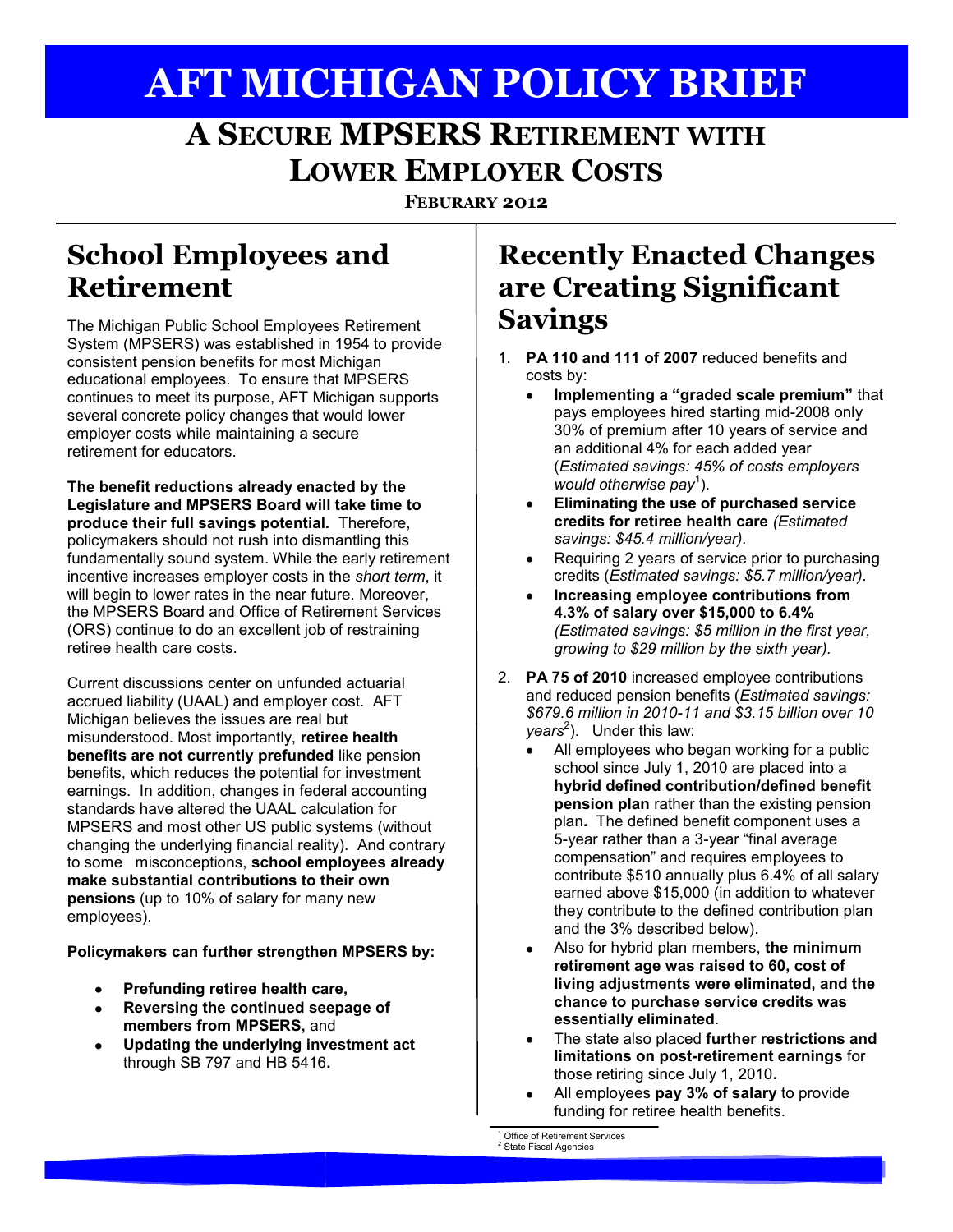# AFT MICHIGAN POLICY BRIEF

## A SECURE MPSERS RETIREMENT WITH LOWER EMPLOYER COSTS

**FEBURARY 2012**

## School Employees and Retirement

The Michigan Public School Employees Retirement System (MPSERS) was established in 1954 to provide consistent pension benefits for most Michigan educational employees. To ensure that MPSERS continues to meet its purpose, AFT Michigan supports several concrete policy changes that would lower employer costs while maintaining a secure retirement for educators.

**The benefit reductions already enacted by the Legislature and MPSERS Board will take time to produce their full savings potential.** Therefore, policymakers should not rush into dismantling this fundamentally sound system. While the early retirement incentive increases employer costs in the *short term*, it will begin to lower rates in the near future. Moreover, the MPSERS Board and Office of Retirement Services (ORS) continue to do an excellent job of restraining retiree health care costs.

Current discussions center on unfunded actuarial accrued liability (UAAL) and employer cost. AFT Michigan believes the issues are real but misunderstood. Most importantly, **retiree health benefits are not currently prefunded** like pension benefits, which reduces the potential for investment earnings. In addition, changes in federal accounting standards have altered the UAAL calculation for MPSERS and most other US public systems (without changing the underlying financial reality). And contrary to some misconceptions, **school employees already make substantial contributions to their own pensions** (up to 10% of salary for many new employees).

**Policymakers can further strengthen MPSERS by:**

- **Prefunding retiree health care,**
- **Reversing the continued seepage of members from MPSERS,** and
- **Updating the underlying investment act** through SB 797 and HB 5416**.**

## Recently Enacted Changes are Creating Significant Savings

1. **PA 110 and 111 of 2007** reduced benefits and costs by:
   - **Implementing a "graded scale premium"** that pays employees hired starting mid-2008 only 30% of premium after 10 years of service and an additional 4% for each added year (*Estimated savings: 45% of costs employers would otherwise pay*[1]).
   - **Eliminating the use of purchased service credits for retiree health care** *(Estimated savings: $45.4 million/year).*
   - Requiring 2 years of service prior to purchasing credits (*Estimated savings: $5.7 million/year).*
   - **Increasing employee contributions from 4.3% of salary over $15,000 to 6.4%** *(Estimated savings: $5 million in the first year, growing to $29 million by the sixth year).*
2. **PA 75 of 2010** increased employee contributions and reduced pension benefits (*Estimated savings: $679.6 million in 2010-11 and $3.15 billion over 10 years*[2]). Under this law:
   - All employees who began working for a public school since July 1, 2010 are placed into a **hybrid defined contribution/defined benefit pension plan** rather than the existing pension plan**.** The defined benefit component uses a 5-year rather than a 3-year "final average compensation" and requires employees to contribute $510 annually plus 6.4% of all salary earned above $15,000 (in addition to whatever they contribute to the defined contribution plan and the 3% described below).
   - Also for hybrid plan members, **the minimum retirement age was raised to 60, cost of living adjustments were eliminated, and the chance to purchase service credits was essentially eliminated**.
   - The state also placed **further restrictions and limitations on post-retirement earnings** for those retiring since July 1, 2010**.**
   - All employees **pay 3% of salary** to provide funding for retiree health benefits.

[1] Office of Retirement Services
[2] State Fiscal Agencies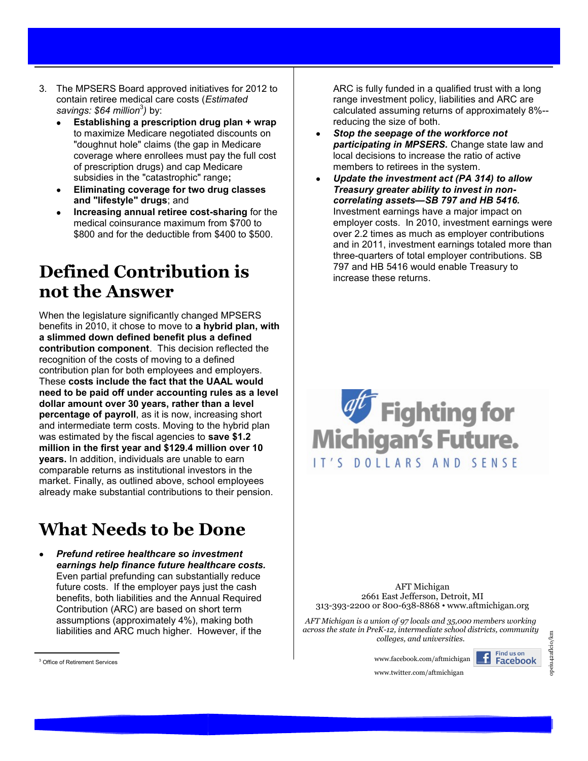3. The MPSERS Board approved initiatives for 2012 to contain retiree medical care costs (*Estimated savings: $64 million*[3]) by:
   - **Establishing a prescription drug plan + wrap** to maximize Medicare negotiated discounts on "doughnut hole" claims (the gap in Medicare coverage where enrollees must pay the full cost of prescription drugs) and cap Medicare subsidies in the "catastrophic" range**;**
   - **Eliminating coverage for two drug classes and "lifestyle" drugs**; and
   - **Increasing annual retiree cost-sharing** for the medical coinsurance maximum from $700 to $800 and for the deductible from $400 to $500.

## Defined Contribution is not the Answer

When the legislature significantly changed MPSERS benefits in 2010, it chose to move to **a hybrid plan, with a slimmed down defined benefit plus a defined contribution component**. This decision reflected the recognition of the costs of moving to a defined contribution plan for both employees and employers. These **costs include the fact that the UAAL would need to be paid off under accounting rules as a level dollar amount over 30 years, rather than a level percentage of payroll**, as it is now, increasing short and intermediate term costs. Moving to the hybrid plan was estimated by the fiscal agencies to **save $1.2 million in the first year and $129.4 million over 10 years.** In addition, individuals are unable to earn comparable returns as institutional investors in the market. Finally, as outlined above, school employees already make substantial contributions to their pension.

## What Needs to be Done

- ***Prefund retiree healthcare so investment earnings help finance future healthcare costs.*** Even partial prefunding can substantially reduce future costs. If the employer pays just the cash benefits, both liabilities and the Annual Required Contribution (ARC) are based on short term assumptions (approximately 4%), making both liabilities and ARC much higher. However, if the ARC is fully funded in a qualified trust with a long range investment policy, liabilities and ARC are calculated assuming returns of approximately 8%--reducing the size of both.
- ***Stop the seepage of the workforce not participating in MPSERS.*** Change state law and local decisions to increase the ratio of active members to retirees in the system.
- ***Update the investment act (PA 314) to allow Treasury greater ability to invest in non-correlating assets—SB 797 and HB 5416.*** Investment earnings have a major impact on employer costs. In 2010, investment earnings were over 2.2 times as much as employer contributions and in 2011, investment earnings totaled more than three-quarters of total employer contributions. SB 797 and HB 5416 would enable Treasury to increase these returns.

aft Fighting for Michigan's Future.
IT'S DOLLARS AND SENSE

AFT Michigan
2661 East Jefferson, Detroit, MI
313-393-2200 or 800-638-8868 • www.aftmichigan.org

*AFT Michigan is a union of 97 locals and 35,000 members working across the state in PreK-12, intermediate school districts, community colleges, and universities.*

www.facebook.com/aftmichigan Find us on Facebook

www.twitter.com/aftmichigan

opeiu42afl​cio/km

[3] Office of Retirement Services